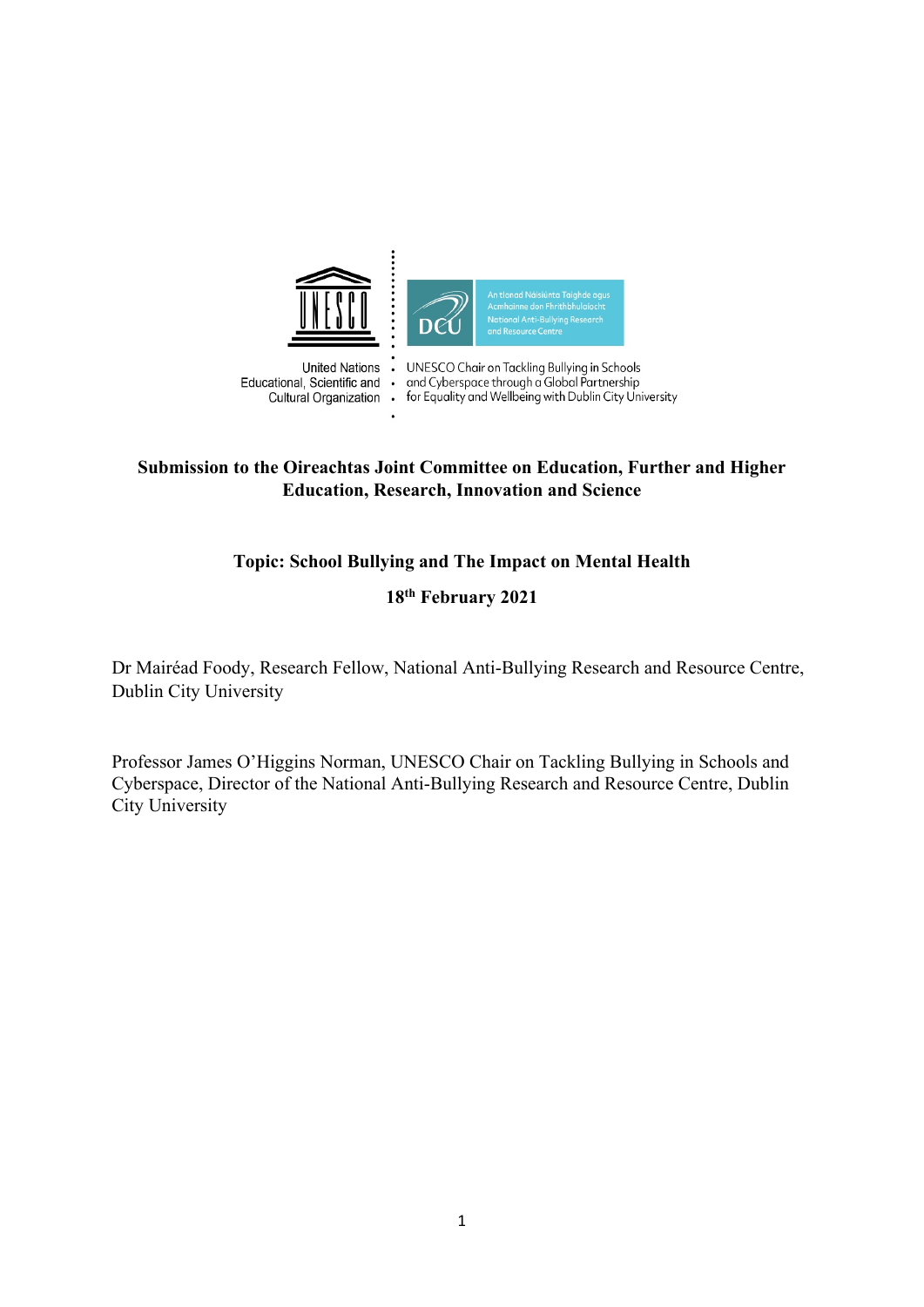United Nations Educational, Scientific and Cultural Organization

An tIonad Náisiúnta Taighde agus Acmhainne don Fhrithbhulaíocht
National Anti-Bullying Research and Resource Centre

UNESCO Chair on Tackling Bullying in Schools and Cyberspace through a Global Partnership for Equality and Wellbeing with Dublin City University

**Submission to the Oireachtas Joint Committee on Education, Further and Higher Education, Research, Innovation and Science**

**Topic: School Bullying and The Impact on Mental Health**

**18th February 2021**

Dr Mairéad Foody, Research Fellow, National Anti-Bullying Research and Resource Centre, Dublin City University

Professor James O'Higgins Norman, UNESCO Chair on Tackling Bullying in Schools and Cyberspace, Director of the National Anti-Bullying Research and Resource Centre, Dublin City University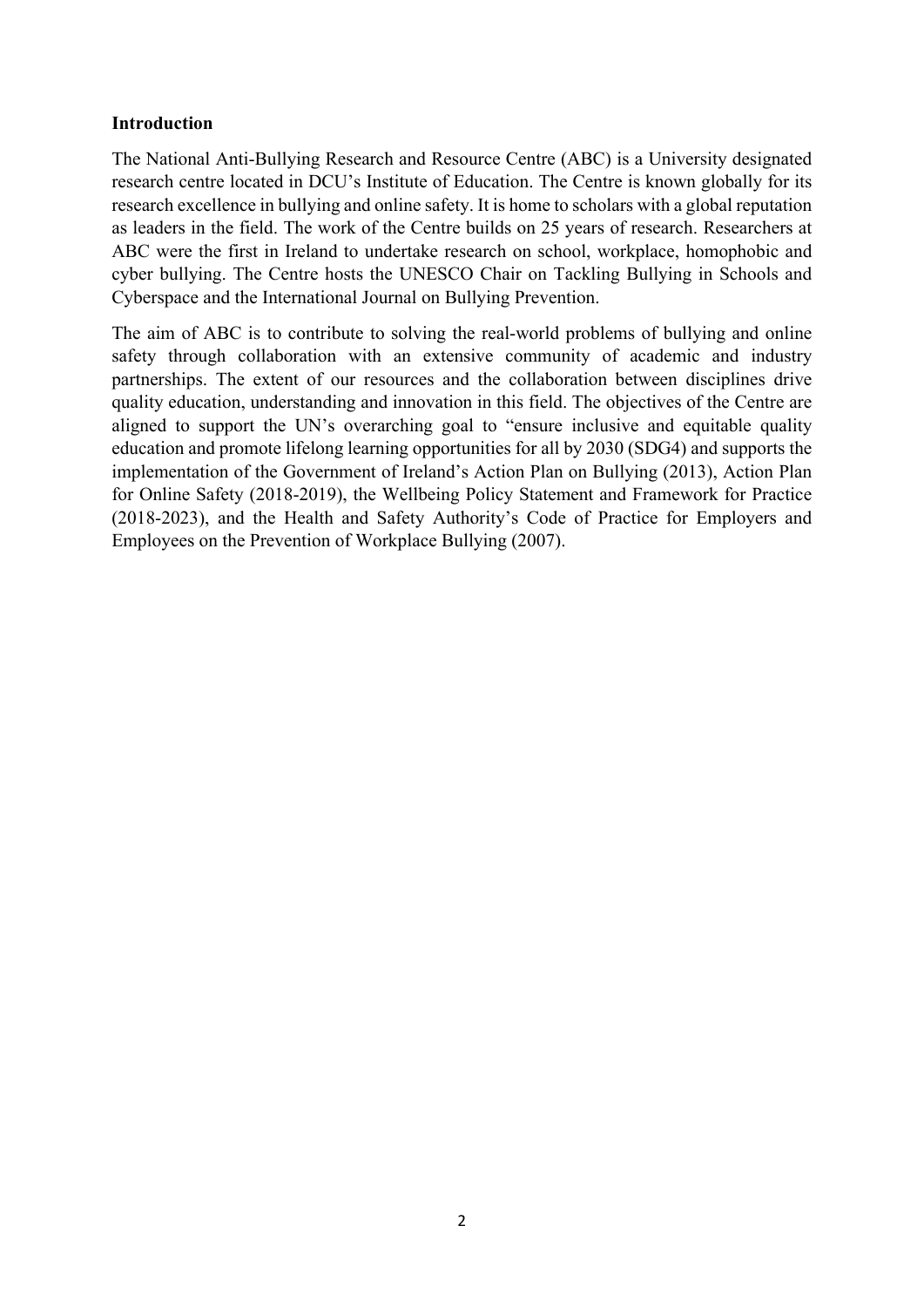**Introduction**

The National Anti-Bullying Research and Resource Centre (ABC) is a University designated research centre located in DCU's Institute of Education. The Centre is known globally for its research excellence in bullying and online safety. It is home to scholars with a global reputation as leaders in the field. The work of the Centre builds on 25 years of research. Researchers at ABC were the first in Ireland to undertake research on school, workplace, homophobic and cyber bullying. The Centre hosts the UNESCO Chair on Tackling Bullying in Schools and Cyberspace and the International Journal on Bullying Prevention.

The aim of ABC is to contribute to solving the real-world problems of bullying and online safety through collaboration with an extensive community of academic and industry partnerships. The extent of our resources and the collaboration between disciplines drive quality education, understanding and innovation in this field. The objectives of the Centre are aligned to support the UN's overarching goal to "ensure inclusive and equitable quality education and promote lifelong learning opportunities for all by 2030 (SDG4) and supports the implementation of the Government of Ireland's Action Plan on Bullying (2013), Action Plan for Online Safety (2018-2019), the Wellbeing Policy Statement and Framework for Practice (2018-2023), and the Health and Safety Authority's Code of Practice for Employers and Employees on the Prevention of Workplace Bullying (2007).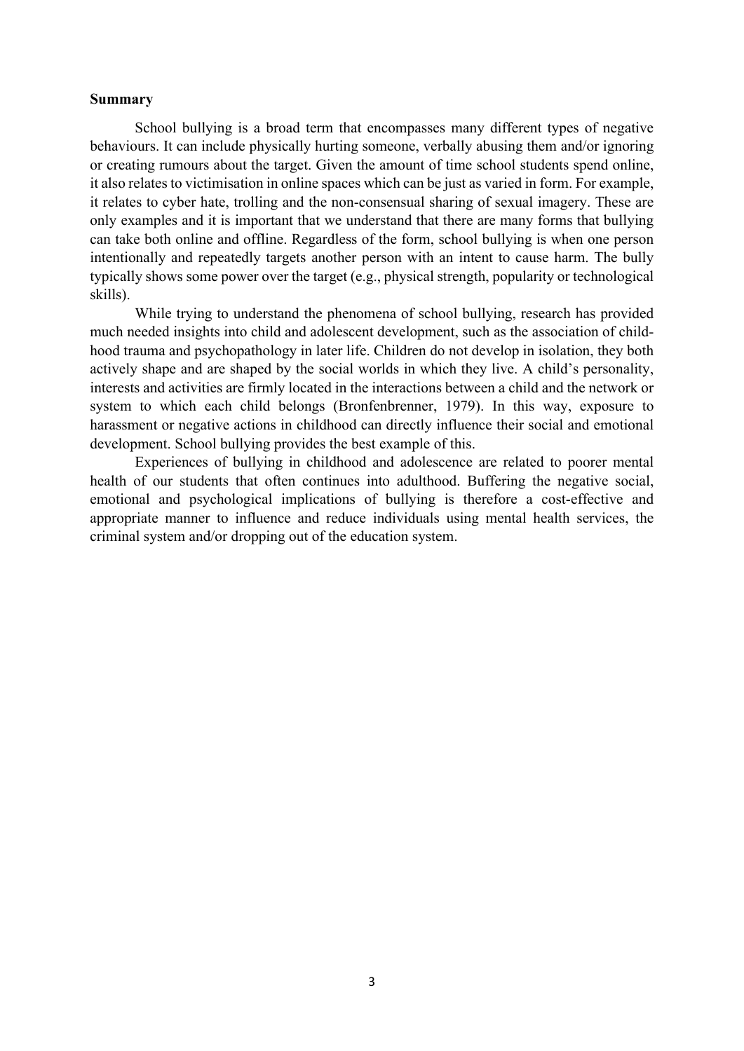**Summary**

School bullying is a broad term that encompasses many different types of negative behaviours. It can include physically hurting someone, verbally abusing them and/or ignoring or creating rumours about the target. Given the amount of time school students spend online, it also relates to victimisation in online spaces which can be just as varied in form. For example, it relates to cyber hate, trolling and the non-consensual sharing of sexual imagery. These are only examples and it is important that we understand that there are many forms that bullying can take both online and offline. Regardless of the form, school bullying is when one person intentionally and repeatedly targets another person with an intent to cause harm. The bully typically shows some power over the target (e.g., physical strength, popularity or technological skills).

While trying to understand the phenomena of school bullying, research has provided much needed insights into child and adolescent development, such as the association of childhood trauma and psychopathology in later life. Children do not develop in isolation, they both actively shape and are shaped by the social worlds in which they live. A child's personality, interests and activities are firmly located in the interactions between a child and the network or system to which each child belongs (Bronfenbrenner, 1979). In this way, exposure to harassment or negative actions in childhood can directly influence their social and emotional development. School bullying provides the best example of this.

Experiences of bullying in childhood and adolescence are related to poorer mental health of our students that often continues into adulthood. Buffering the negative social, emotional and psychological implications of bullying is therefore a cost-effective and appropriate manner to influence and reduce individuals using mental health services, the criminal system and/or dropping out of the education system.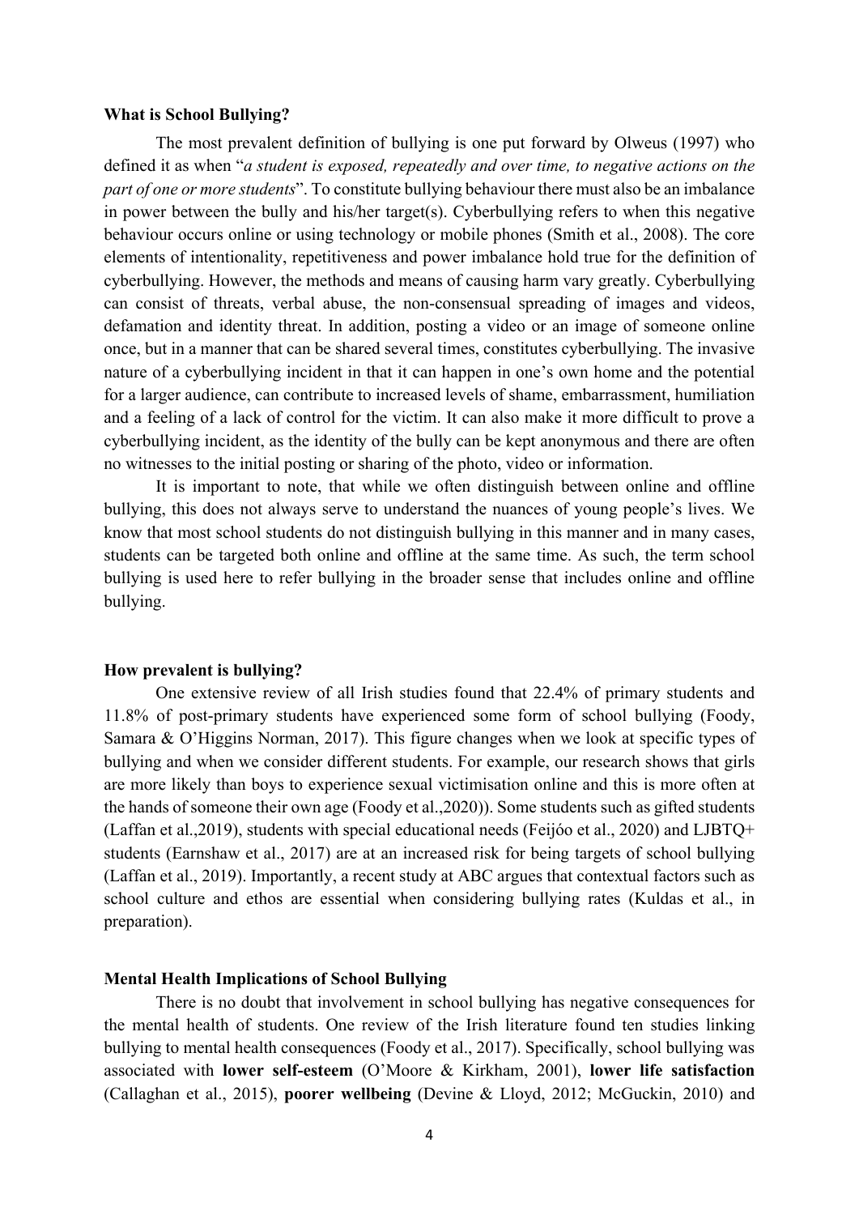**What is School Bullying?**

The most prevalent definition of bullying is one put forward by Olweus (1997) who defined it as when "*a student is exposed, repeatedly and over time, to negative actions on the part of one or more students*". To constitute bullying behaviour there must also be an imbalance in power between the bully and his/her target(s). Cyberbullying refers to when this negative behaviour occurs online or using technology or mobile phones (Smith et al., 2008). The core elements of intentionality, repetitiveness and power imbalance hold true for the definition of cyberbullying. However, the methods and means of causing harm vary greatly. Cyberbullying can consist of threats, verbal abuse, the non-consensual spreading of images and videos, defamation and identity threat. In addition, posting a video or an image of someone online once, but in a manner that can be shared several times, constitutes cyberbullying. The invasive nature of a cyberbullying incident in that it can happen in one's own home and the potential for a larger audience, can contribute to increased levels of shame, embarrassment, humiliation and a feeling of a lack of control for the victim. It can also make it more difficult to prove a cyberbullying incident, as the identity of the bully can be kept anonymous and there are often no witnesses to the initial posting or sharing of the photo, video or information.

It is important to note, that while we often distinguish between online and offline bullying, this does not always serve to understand the nuances of young people's lives. We know that most school students do not distinguish bullying in this manner and in many cases, students can be targeted both online and offline at the same time. As such, the term school bullying is used here to refer bullying in the broader sense that includes online and offline bullying.

**How prevalent is bullying?**

One extensive review of all Irish studies found that 22.4% of primary students and 11.8% of post-primary students have experienced some form of school bullying (Foody, Samara & O'Higgins Norman, 2017). This figure changes when we look at specific types of bullying and when we consider different students. For example, our research shows that girls are more likely than boys to experience sexual victimisation online and this is more often at the hands of someone their own age (Foody et al.,2020)). Some students such as gifted students (Laffan et al.,2019), students with special educational needs (Feijóo et al., 2020) and LJBTQ+ students (Earnshaw et al., 2017) are at an increased risk for being targets of school bullying (Laffan et al., 2019). Importantly, a recent study at ABC argues that contextual factors such as school culture and ethos are essential when considering bullying rates (Kuldas et al., in preparation).

**Mental Health Implications of School Bullying**

There is no doubt that involvement in school bullying has negative consequences for the mental health of students. One review of the Irish literature found ten studies linking bullying to mental health consequences (Foody et al., 2017). Specifically, school bullying was associated with **lower self-esteem** (O'Moore & Kirkham, 2001), **lower life satisfaction** (Callaghan et al., 2015), **poorer wellbeing** (Devine & Lloyd, 2012; McGuckin, 2010) and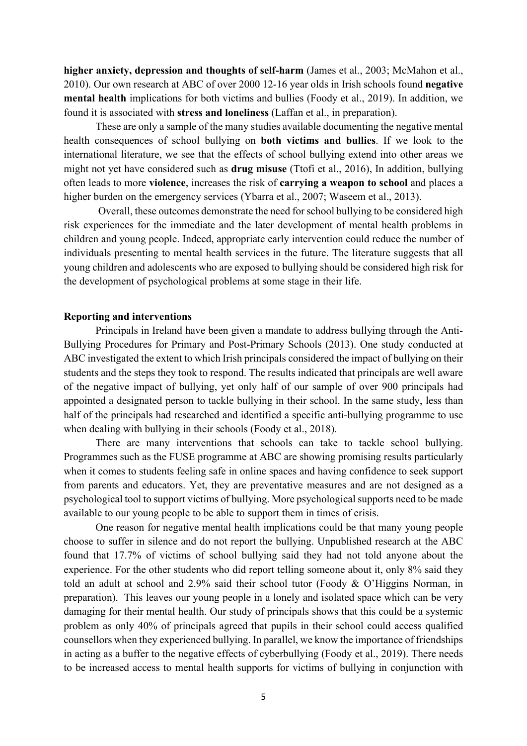**higher anxiety, depression and thoughts of self-harm** (James et al., 2003; McMahon et al., 2010). Our own research at ABC of over 2000 12-16 year olds in Irish schools found **negative mental health** implications for both victims and bullies (Foody et al., 2019). In addition, we found it is associated with **stress and loneliness** (Laffan et al., in preparation).

These are only a sample of the many studies available documenting the negative mental health consequences of school bullying on **both victims and bullies**. If we look to the international literature, we see that the effects of school bullying extend into other areas we might not yet have considered such as **drug misuse** (Ttofi et al., 2016), In addition, bullying often leads to more **violence**, increases the risk of **carrying a weapon to school** and places a higher burden on the emergency services (Ybarra et al., 2007; Waseem et al., 2013).

Overall, these outcomes demonstrate the need for school bullying to be considered high risk experiences for the immediate and the later development of mental health problems in children and young people. Indeed, appropriate early intervention could reduce the number of individuals presenting to mental health services in the future. The literature suggests that all young children and adolescents who are exposed to bullying should be considered high risk for the development of psychological problems at some stage in their life.

**Reporting and interventions**

Principals in Ireland have been given a mandate to address bullying through the Anti-Bullying Procedures for Primary and Post-Primary Schools (2013). One study conducted at ABC investigated the extent to which Irish principals considered the impact of bullying on their students and the steps they took to respond. The results indicated that principals are well aware of the negative impact of bullying, yet only half of our sample of over 900 principals had appointed a designated person to tackle bullying in their school. In the same study, less than half of the principals had researched and identified a specific anti-bullying programme to use when dealing with bullying in their schools (Foody et al., 2018).

There are many interventions that schools can take to tackle school bullying. Programmes such as the FUSE programme at ABC are showing promising results particularly when it comes to students feeling safe in online spaces and having confidence to seek support from parents and educators. Yet, they are preventative measures and are not designed as a psychological tool to support victims of bullying. More psychological supports need to be made available to our young people to be able to support them in times of crisis.

One reason for negative mental health implications could be that many young people choose to suffer in silence and do not report the bullying. Unpublished research at the ABC found that 17.7% of victims of school bullying said they had not told anyone about the experience. For the other students who did report telling someone about it, only 8% said they told an adult at school and 2.9% said their school tutor (Foody & O'Higgins Norman, in preparation). This leaves our young people in a lonely and isolated space which can be very damaging for their mental health. Our study of principals shows that this could be a systemic problem as only 40% of principals agreed that pupils in their school could access qualified counsellors when they experienced bullying. In parallel, we know the importance of friendships in acting as a buffer to the negative effects of cyberbullying (Foody et al., 2019). There needs to be increased access to mental health supports for victims of bullying in conjunction with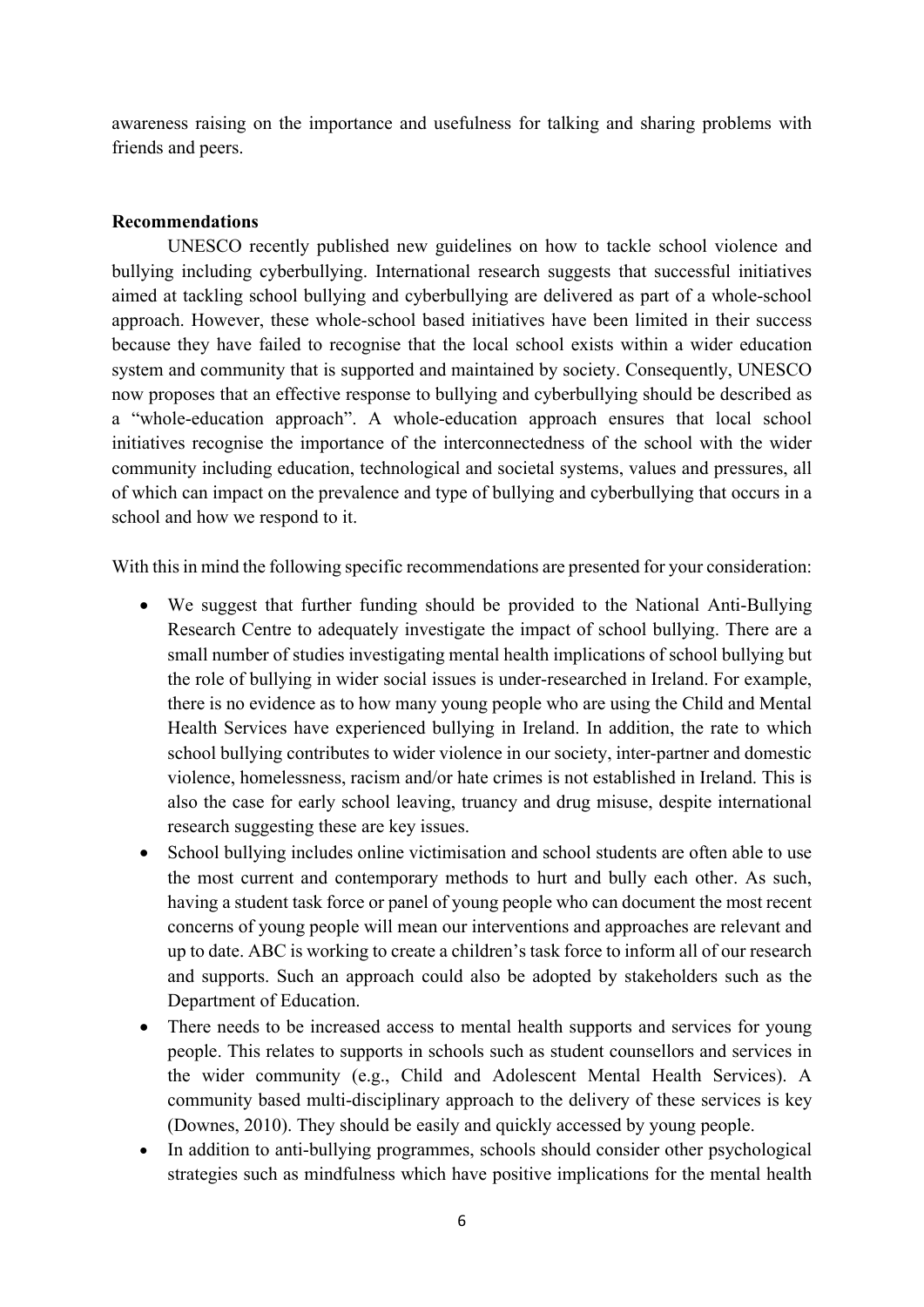awareness raising on the importance and usefulness for talking and sharing problems with friends and peers.

**Recommendations**

UNESCO recently published new guidelines on how to tackle school violence and bullying including cyberbullying. International research suggests that successful initiatives aimed at tackling school bullying and cyberbullying are delivered as part of a whole-school approach. However, these whole-school based initiatives have been limited in their success because they have failed to recognise that the local school exists within a wider education system and community that is supported and maintained by society. Consequently, UNESCO now proposes that an effective response to bullying and cyberbullying should be described as a "whole-education approach". A whole-education approach ensures that local school initiatives recognise the importance of the interconnectedness of the school with the wider community including education, technological and societal systems, values and pressures, all of which can impact on the prevalence and type of bullying and cyberbullying that occurs in a school and how we respond to it.

With this in mind the following specific recommendations are presented for your consideration:

- We suggest that further funding should be provided to the National Anti-Bullying Research Centre to adequately investigate the impact of school bullying. There are a small number of studies investigating mental health implications of school bullying but the role of bullying in wider social issues is under-researched in Ireland. For example, there is no evidence as to how many young people who are using the Child and Mental Health Services have experienced bullying in Ireland. In addition, the rate to which school bullying contributes to wider violence in our society, inter-partner and domestic violence, homelessness, racism and/or hate crimes is not established in Ireland. This is also the case for early school leaving, truancy and drug misuse, despite international research suggesting these are key issues.
- School bullying includes online victimisation and school students are often able to use the most current and contemporary methods to hurt and bully each other. As such, having a student task force or panel of young people who can document the most recent concerns of young people will mean our interventions and approaches are relevant and up to date. ABC is working to create a children's task force to inform all of our research and supports. Such an approach could also be adopted by stakeholders such as the Department of Education.
- There needs to be increased access to mental health supports and services for young people. This relates to supports in schools such as student counsellors and services in the wider community (e.g., Child and Adolescent Mental Health Services). A community based multi-disciplinary approach to the delivery of these services is key (Downes, 2010). They should be easily and quickly accessed by young people.
- In addition to anti-bullying programmes, schools should consider other psychological strategies such as mindfulness which have positive implications for the mental health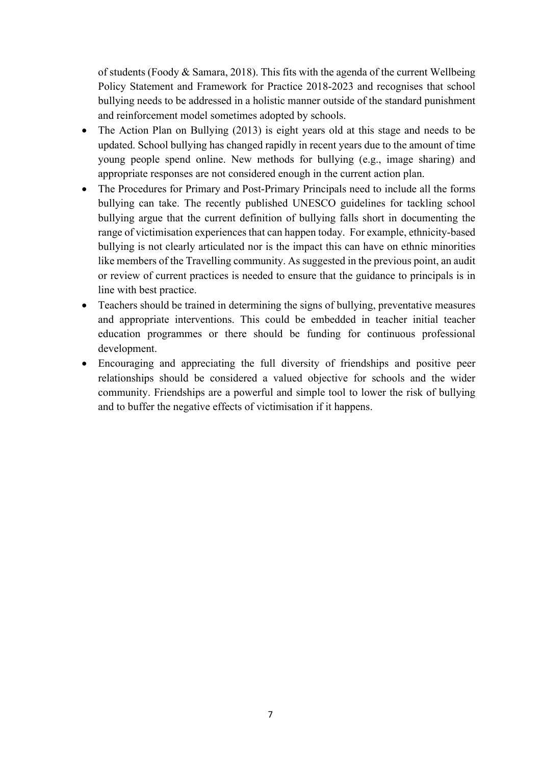of students (Foody & Samara, 2018). This fits with the agenda of the current Wellbeing Policy Statement and Framework for Practice 2018-2023 and recognises that school bullying needs to be addressed in a holistic manner outside of the standard punishment and reinforcement model sometimes adopted by schools.

- The Action Plan on Bullying (2013) is eight years old at this stage and needs to be updated. School bullying has changed rapidly in recent years due to the amount of time young people spend online. New methods for bullying (e.g., image sharing) and appropriate responses are not considered enough in the current action plan.
- The Procedures for Primary and Post-Primary Principals need to include all the forms bullying can take. The recently published UNESCO guidelines for tackling school bullying argue that the current definition of bullying falls short in documenting the range of victimisation experiences that can happen today. For example, ethnicity-based bullying is not clearly articulated nor is the impact this can have on ethnic minorities like members of the Travelling community. As suggested in the previous point, an audit or review of current practices is needed to ensure that the guidance to principals is in line with best practice.
- Teachers should be trained in determining the signs of bullying, preventative measures and appropriate interventions. This could be embedded in teacher initial teacher education programmes or there should be funding for continuous professional development.
- Encouraging and appreciating the full diversity of friendships and positive peer relationships should be considered a valued objective for schools and the wider community. Friendships are a powerful and simple tool to lower the risk of bullying and to buffer the negative effects of victimisation if it happens.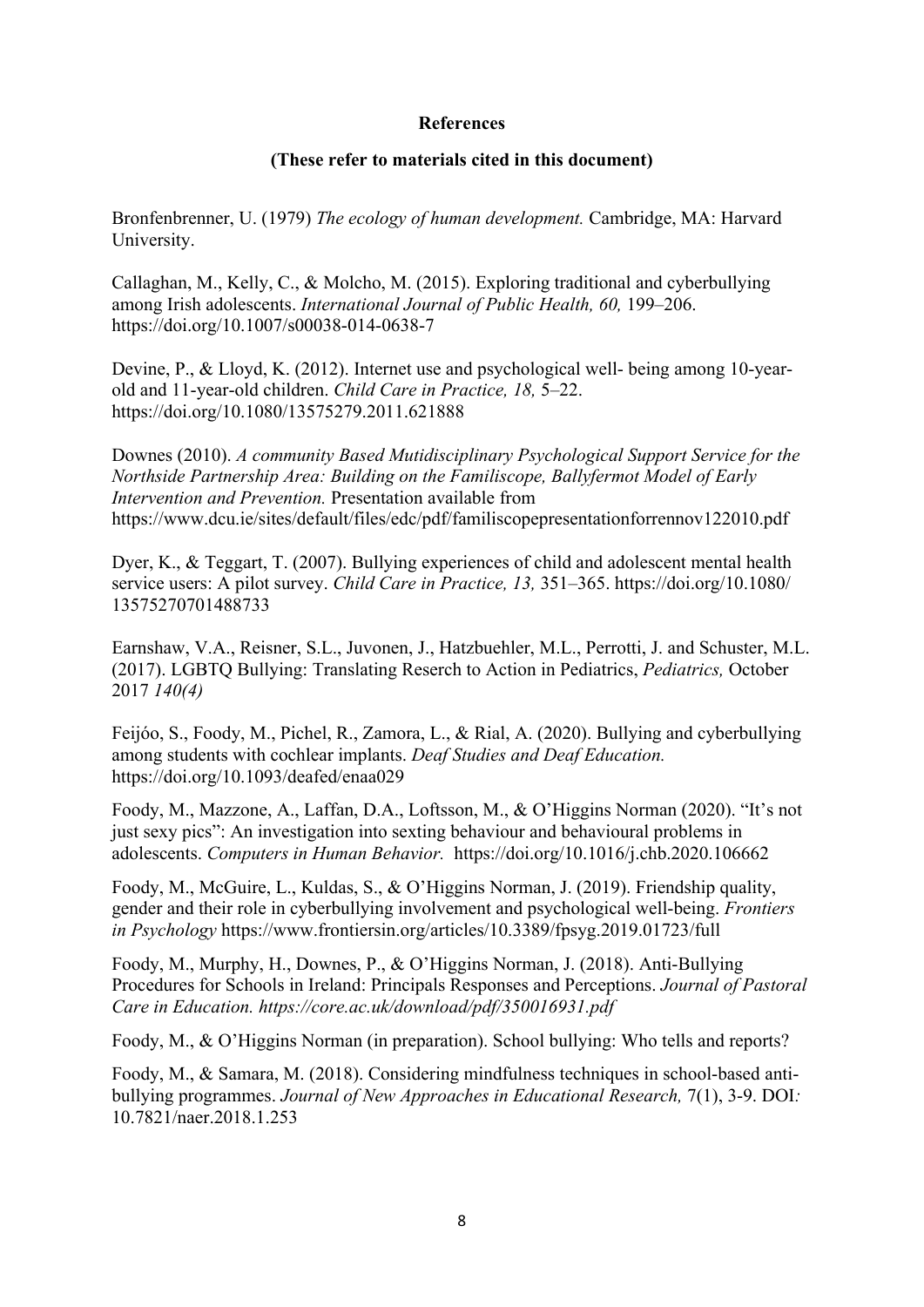**References**

**(These refer to materials cited in this document)**

Bronfenbrenner, U. (1979) *The ecology of human development.* Cambridge, MA: Harvard University.

Callaghan, M., Kelly, C., & Molcho, M. (2015). Exploring traditional and cyberbullying among Irish adolescents. *International Journal of Public Health, 60,* 199–206. https://doi.org/10.1007/s00038-014-0638-7

Devine, P., & Lloyd, K. (2012). Internet use and psychological well- being among 10-year-old and 11-year-old children. *Child Care in Practice, 18,* 5–22. https://doi.org/10.1080/13575279.2011.621888

Downes (2010). *A community Based Mutidisciplinary Psychological Support Service for the Northside Partnership Area: Building on the Familiscope, Ballyfermot Model of Early Intervention and Prevention.* Presentation available from https://www.dcu.ie/sites/default/files/edc/pdf/familiscopepresentationforrennov122010.pdf

Dyer, K., & Teggart, T. (2007). Bullying experiences of child and adolescent mental health service users: A pilot survey. *Child Care in Practice, 13,* 351–365. https://doi.org/10.1080/13575270701488733

Earnshaw, V.A., Reisner, S.L., Juvonen, J., Hatzbuehler, M.L., Perrotti, J. and Schuster, M.L. (2017). LGBTQ Bullying: Translating Reserch to Action in Pediatrics, *Pediatrics,* October 2017 *140(4)*

Feijóo, S., Foody, M., Pichel, R., Zamora, L., & Rial, A. (2020). Bullying and cyberbullying among students with cochlear implants. *Deaf Studies and Deaf Education.* https://doi.org/10.1093/deafed/enaa029

Foody, M., Mazzone, A., Laffan, D.A., Loftsson, M., & O'Higgins Norman (2020). "It's not just sexy pics": An investigation into sexting behaviour and behavioural problems in adolescents. *Computers in Human Behavior.* https://doi.org/10.1016/j.chb.2020.106662

Foody, M., McGuire, L., Kuldas, S., & O'Higgins Norman, J. (2019). Friendship quality, gender and their role in cyberbullying involvement and psychological well-being. *Frontiers in Psychology* https://www.frontiersin.org/articles/10.3389/fpsyg.2019.01723/full

Foody, M., Murphy, H., Downes, P., & O'Higgins Norman, J. (2018). Anti-Bullying Procedures for Schools in Ireland: Principals Responses and Perceptions. *Journal of Pastoral Care in Education. https://core.ac.uk/download/pdf/350016931.pdf*

Foody, M., & O'Higgins Norman (in preparation). School bullying: Who tells and reports?

Foody, M., & Samara, M. (2018). Considering mindfulness techniques in school-based anti-bullying programmes. *Journal of New Approaches in Educational Research,* 7(1), 3-9. DOI*:* 10.7821/naer.2018.1.253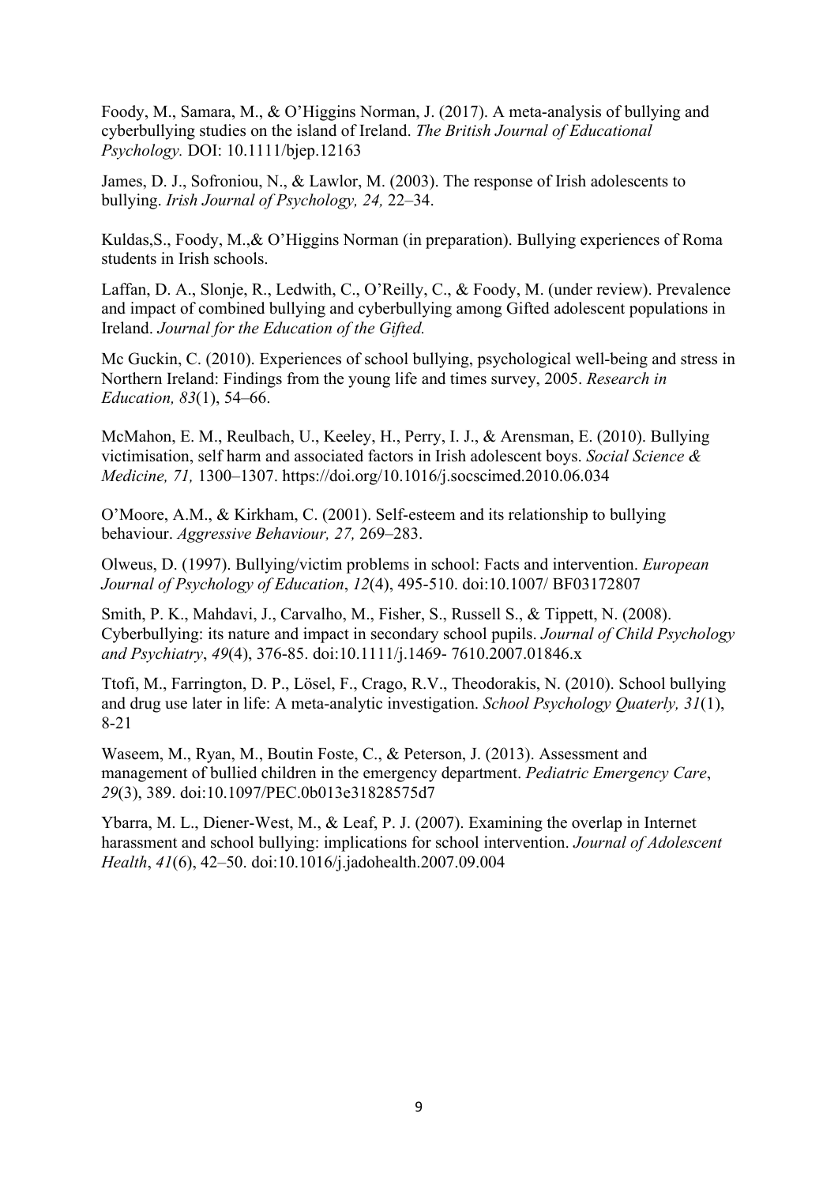Foody, M., Samara, M., & O'Higgins Norman, J. (2017). A meta-analysis of bullying and cyberbullying studies on the island of Ireland. *The British Journal of Educational Psychology.* DOI: 10.1111/bjep.12163

James, D. J., Sofroniou, N., & Lawlor, M. (2003). The response of Irish adolescents to bullying. *Irish Journal of Psychology, 24,* 22–34.

Kuldas,S., Foody, M.,& O'Higgins Norman (in preparation). Bullying experiences of Roma students in Irish schools.

Laffan, D. A., Slonje, R., Ledwith, C., O'Reilly, C., & Foody, M. (under review). Prevalence and impact of combined bullying and cyberbullying among Gifted adolescent populations in Ireland. *Journal for the Education of the Gifted.*

Mc Guckin, C. (2010). Experiences of school bullying, psychological well-being and stress in Northern Ireland: Findings from the young life and times survey, 2005. *Research in Education, 83*(1), 54–66.

McMahon, E. M., Reulbach, U., Keeley, H., Perry, I. J., & Arensman, E. (2010). Bullying victimisation, self harm and associated factors in Irish adolescent boys. *Social Science & Medicine, 71,* 1300–1307. https://doi.org/10.1016/j.socscimed.2010.06.034

O'Moore, A.M., & Kirkham, C. (2001). Self-esteem and its relationship to bullying behaviour. *Aggressive Behaviour, 27,* 269–283.

Olweus, D. (1997). Bullying/victim problems in school: Facts and intervention. *European Journal of Psychology of Education*, *12*(4), 495-510. doi:10.1007/ BF03172807

Smith, P. K., Mahdavi, J., Carvalho, M., Fisher, S., Russell S., & Tippett, N. (2008). Cyberbullying: its nature and impact in secondary school pupils. *Journal of Child Psychology and Psychiatry*, *49*(4), 376-85. doi:10.1111/j.1469- 7610.2007.01846.x

Ttofi, M., Farrington, D. P., Lösel, F., Crago, R.V., Theodorakis, N. (2010). School bullying and drug use later in life: A meta-analytic investigation. *School Psychology Quaterly, 31*(1), 8-21

Waseem, M., Ryan, M., Boutin Foste, C., & Peterson, J. (2013). Assessment and management of bullied children in the emergency department. *Pediatric Emergency Care*, *29*(3), 389. doi:10.1097/PEC.0b013e31828575d7

Ybarra, M. L., Diener-West, M., & Leaf, P. J. (2007). Examining the overlap in Internet harassment and school bullying: implications for school intervention. *Journal of Adolescent Health*, *41*(6), 42–50. doi:10.1016/j.jadohealth.2007.09.004